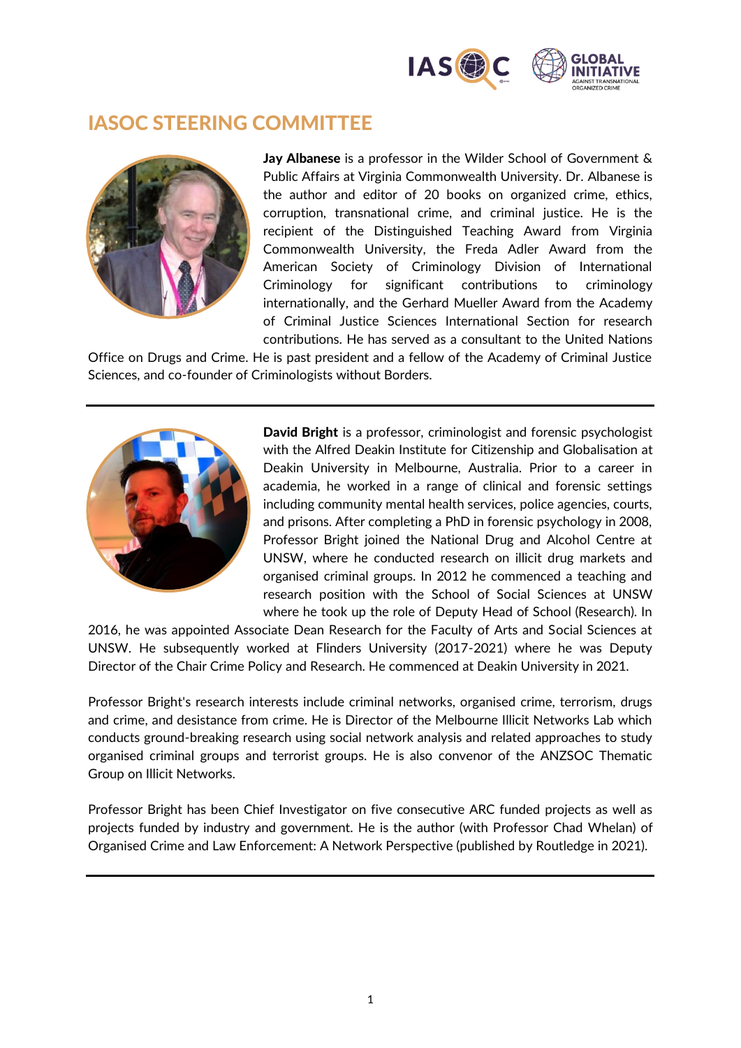# IASOC STEERING COMMITTEE

**Jay Albanese** is a professor in the Wilder School of Government & Public Affairs at Virginia Commonwealth University. Dr. Albanese is the author and editor of 20 books on organized crime, ethics, corruption, transnational crime, and criminal justice. He is the recipient of the Distinguished Teaching Award from Virginia Commonwealth University, the Freda Adler Award from the American Society of Criminology Division of International Criminology for significant contributions to criminology internationally, and the Gerhard Mueller Award from the Academy of Criminal Justice Sciences International Section for research contributions. He has served as a consultant to the United Nations Office on Drugs and Crime. He is past president and a fellow of the Academy of Criminal Justice Sciences, and co-founder of Criminologists without Borders.

---

**David Bright** is a professor, criminologist and forensic psychologist with the Alfred Deakin Institute for Citizenship and Globalisation at Deakin University in Melbourne, Australia. Prior to a career in academia, he worked in a range of clinical and forensic settings including community mental health services, police agencies, courts, and prisons. After completing a PhD in forensic psychology in 2008, Professor Bright joined the National Drug and Alcohol Centre at UNSW, where he conducted research on illicit drug markets and organised criminal groups. In 2012 he commenced a teaching and research position with the School of Social Sciences at UNSW where he took up the role of Deputy Head of School (Research). In 2016, he was appointed Associate Dean Research for the Faculty of Arts and Social Sciences at UNSW. He subsequently worked at Flinders University (2017-2021) where he was Deputy Director of the Chair Crime Policy and Research. He commenced at Deakin University in 2021.

Professor Bright's research interests include criminal networks, organised crime, terrorism, drugs and crime, and desistance from crime. He is Director of the Melbourne Illicit Networks Lab which conducts ground-breaking research using social network analysis and related approaches to study organised criminal groups and terrorist groups. He is also convenor of the ANZSOC Thematic Group on Illicit Networks.

Professor Bright has been Chief Investigator on five consecutive ARC funded projects as well as projects funded by industry and government. He is the author (with Professor Chad Whelan) of Organised Crime and Law Enforcement: A Network Perspective (published by Routledge in 2021).

---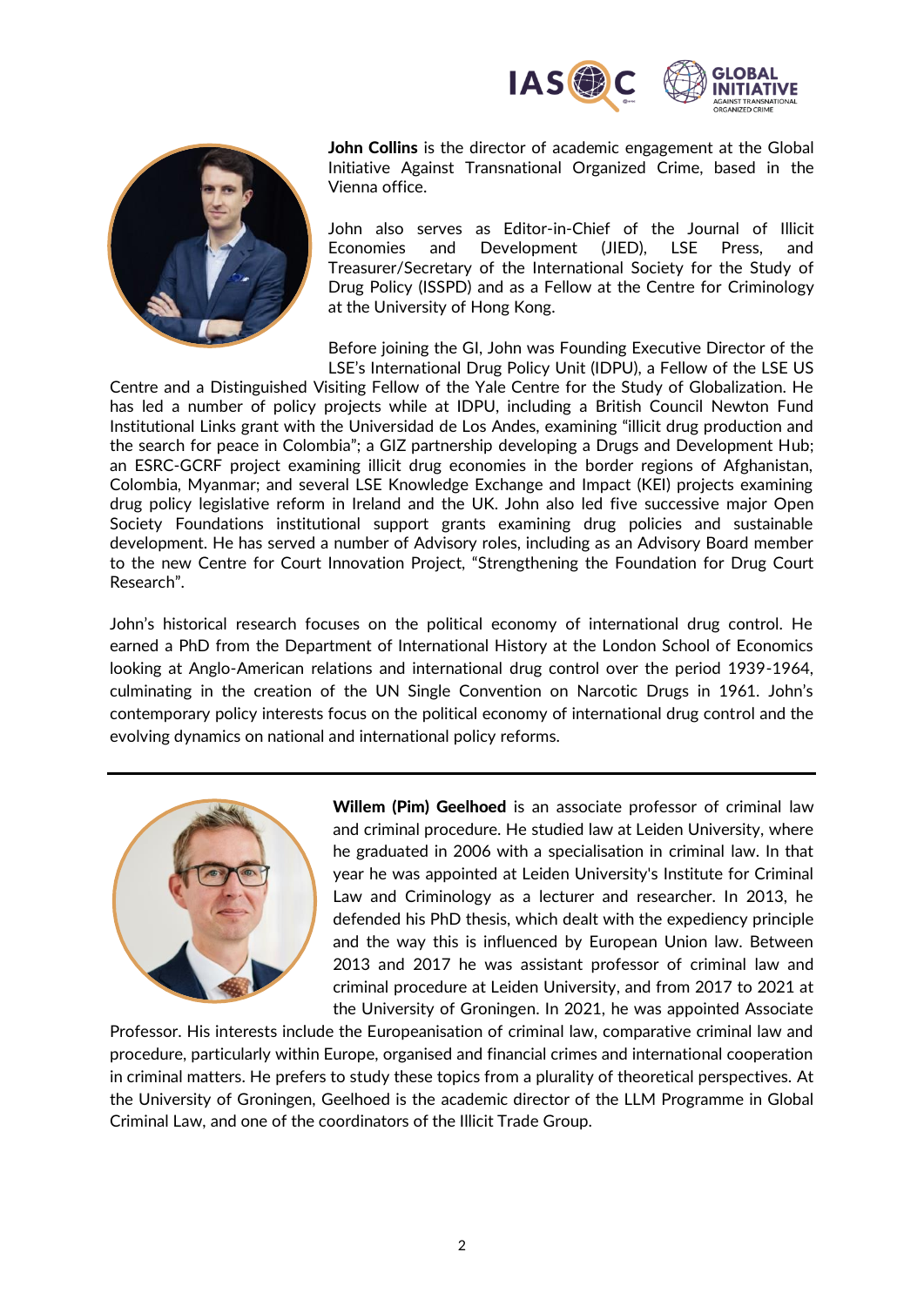**John Collins** is the director of academic engagement at the Global Initiative Against Transnational Organized Crime, based in the Vienna office.

John also serves as Editor-in-Chief of the Journal of Illicit Economies and Development (JIED), LSE Press, and Treasurer/Secretary of the International Society for the Study of Drug Policy (ISSPD) and as a Fellow at the Centre for Criminology at the University of Hong Kong.

Before joining the GI, John was Founding Executive Director of the LSE's International Drug Policy Unit (IDPU), a Fellow of the LSE US Centre and a Distinguished Visiting Fellow of the Yale Centre for the Study of Globalization. He has led a number of policy projects while at IDPU, including a British Council Newton Fund Institutional Links grant with the Universidad de Los Andes, examining "illicit drug production and the search for peace in Colombia"; a GIZ partnership developing a Drugs and Development Hub; an ESRC-GCRF project examining illicit drug economies in the border regions of Afghanistan, Colombia, Myanmar; and several LSE Knowledge Exchange and Impact (KEI) projects examining drug policy legislative reform in Ireland and the UK. John also led five successive major Open Society Foundations institutional support grants examining drug policies and sustainable development. He has served a number of Advisory roles, including as an Advisory Board member to the new Centre for Court Innovation Project, "Strengthening the Foundation for Drug Court Research".

John's historical research focuses on the political economy of international drug control. He earned a PhD from the Department of International History at the London School of Economics looking at Anglo-American relations and international drug control over the period 1939-1964, culminating in the creation of the UN Single Convention on Narcotic Drugs in 1961. John's contemporary policy interests focus on the political economy of international drug control and the evolving dynamics on national and international policy reforms.

---

**Willem (Pim) Geelhoed** is an associate professor of criminal law and criminal procedure. He studied law at Leiden University, where he graduated in 2006 with a specialisation in criminal law. In that year he was appointed at Leiden University's Institute for Criminal Law and Criminology as a lecturer and researcher. In 2013, he defended his PhD thesis, which dealt with the expediency principle and the way this is influenced by European Union law. Between 2013 and 2017 he was assistant professor of criminal law and criminal procedure at Leiden University, and from 2017 to 2021 at the University of Groningen. In 2021, he was appointed Associate Professor. His interests include the Europeanisation of criminal law, comparative criminal law and procedure, particularly within Europe, organised and financial crimes and international cooperation in criminal matters. He prefers to study these topics from a plurality of theoretical perspectives. At the University of Groningen, Geelhoed is the academic director of the LLM Programme in Global Criminal Law, and one of the coordinators of the Illicit Trade Group.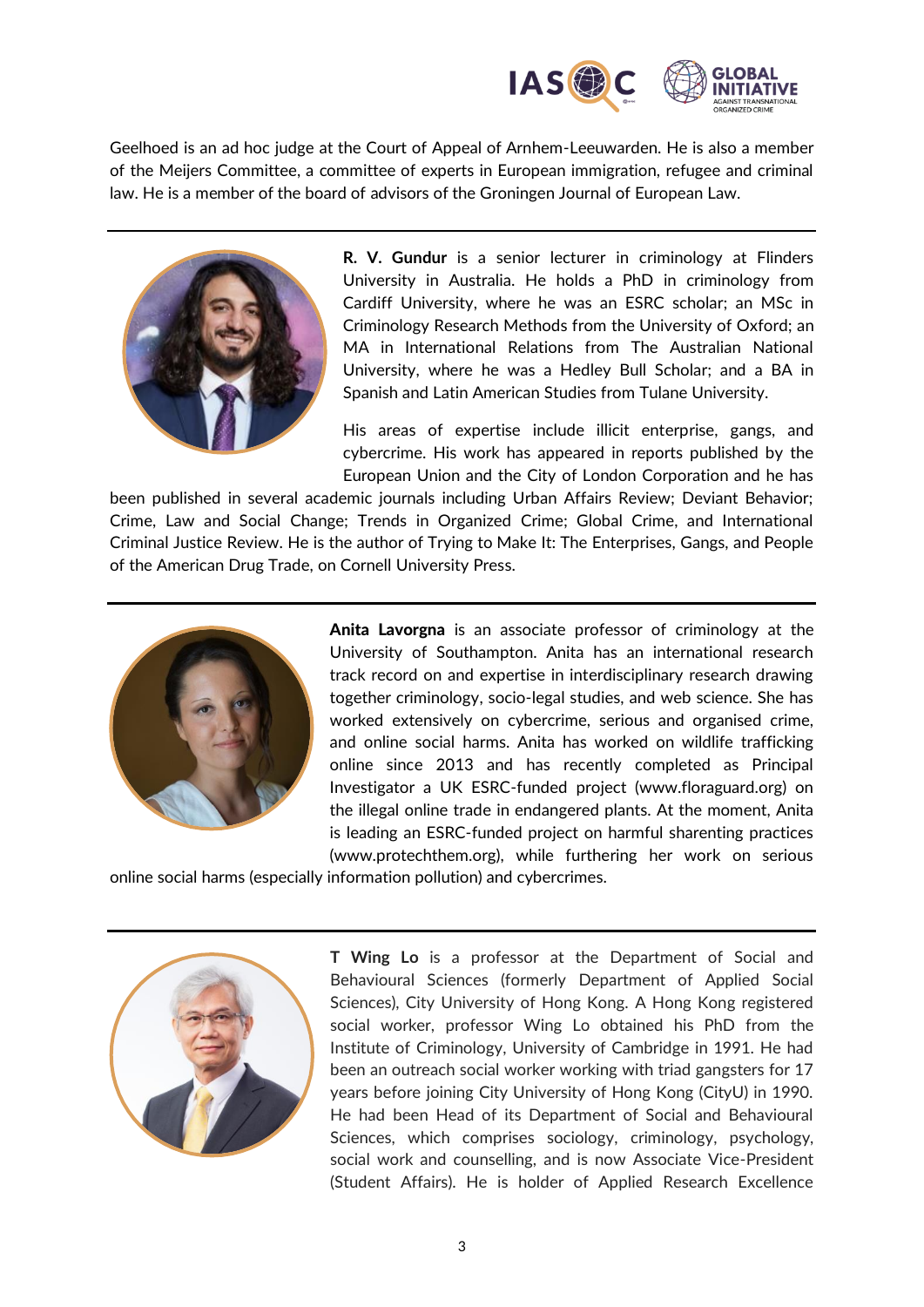Geelhoed is an ad hoc judge at the Court of Appeal of Arnhem-Leeuwarden. He is also a member of the Meijers Committee, a committee of experts in European immigration, refugee and criminal law. He is a member of the board of advisors of the Groningen Journal of European Law.

---

**R. V. Gundur** is a senior lecturer in criminology at Flinders University in Australia. He holds a PhD in criminology from Cardiff University, where he was an ESRC scholar; an MSc in Criminology Research Methods from the University of Oxford; an MA in International Relations from The Australian National University, where he was a Hedley Bull Scholar; and a BA in Spanish and Latin American Studies from Tulane University.

His areas of expertise include illicit enterprise, gangs, and cybercrime. His work has appeared in reports published by the European Union and the City of London Corporation and he has been published in several academic journals including Urban Affairs Review; Deviant Behavior; Crime, Law and Social Change; Trends in Organized Crime; Global Crime, and International Criminal Justice Review. He is the author of Trying to Make It: The Enterprises, Gangs, and People of the American Drug Trade, on Cornell University Press.

---

**Anita Lavorgna** is an associate professor of criminology at the University of Southampton. Anita has an international research track record on and expertise in interdisciplinary research drawing together criminology, socio-legal studies, and web science. She has worked extensively on cybercrime, serious and organised crime, and online social harms. Anita has worked on wildlife trafficking online since 2013 and has recently completed as Principal Investigator a UK ESRC-funded project (www.floraguard.org) on the illegal online trade in endangered plants. At the moment, Anita is leading an ESRC-funded project on harmful sharenting practices (www.protechthem.org), while furthering her work on serious online social harms (especially information pollution) and cybercrimes.

---

**T Wing Lo** is a professor at the Department of Social and Behavioural Sciences (formerly Department of Applied Social Sciences), City University of Hong Kong. A Hong Kong registered social worker, professor Wing Lo obtained his PhD from the Institute of Criminology, University of Cambridge in 1991. He had been an outreach social worker working with triad gangsters for 17 years before joining City University of Hong Kong (CityU) in 1990. He had been Head of its Department of Social and Behavioural Sciences, which comprises sociology, criminology, psychology, social work and counselling, and is now Associate Vice-President (Student Affairs). He is holder of Applied Research Excellence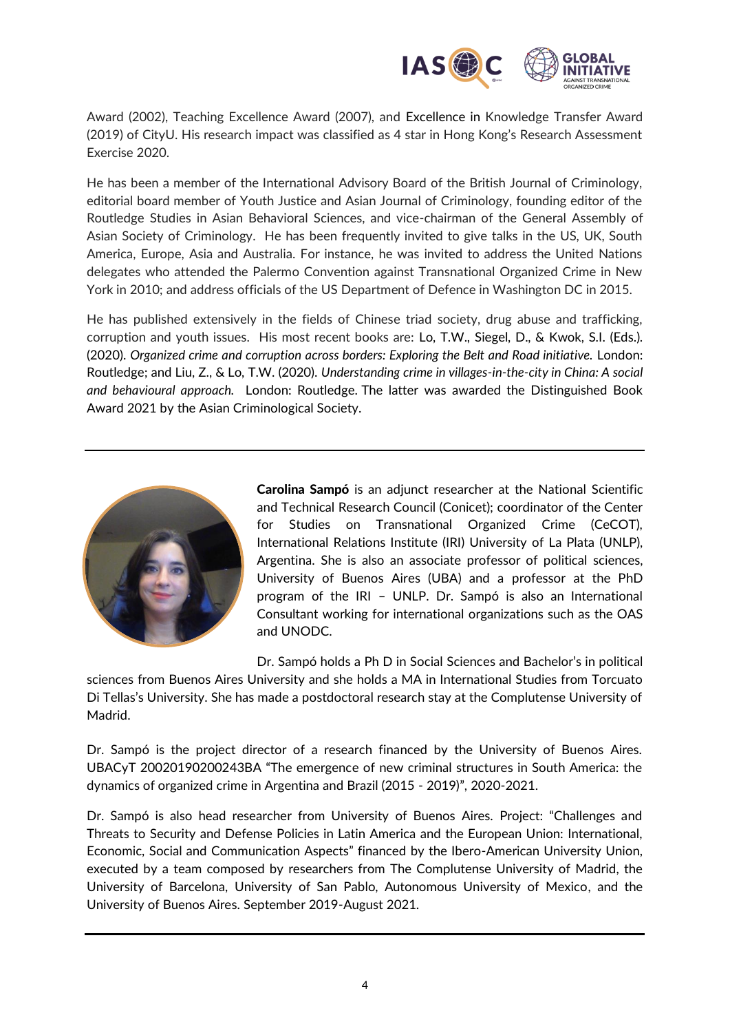Award (2002), Teaching Excellence Award (2007), and Excellence in Knowledge Transfer Award (2019) of CityU. His research impact was classified as 4 star in Hong Kong's Research Assessment Exercise 2020.

He has been a member of the International Advisory Board of the British Journal of Criminology, editorial board member of Youth Justice and Asian Journal of Criminology, founding editor of the Routledge Studies in Asian Behavioral Sciences, and vice-chairman of the General Assembly of Asian Society of Criminology. He has been frequently invited to give talks in the US, UK, South America, Europe, Asia and Australia. For instance, he was invited to address the United Nations delegates who attended the Palermo Convention against Transnational Organized Crime in New York in 2010; and address officials of the US Department of Defence in Washington DC in 2015.

He has published extensively in the fields of Chinese triad society, drug abuse and trafficking, corruption and youth issues. His most recent books are: Lo, T.W., Siegel, D., & Kwok, S.I. (Eds.). (2020). *Organized crime and corruption across borders: Exploring the Belt and Road initiative.* London: Routledge; and Liu, Z., & Lo, T.W. (2020). *Understanding crime in villages-in-the-city in China: A social and behavioural approach.* London: Routledge. The latter was awarded the Distinguished Book Award 2021 by the Asian Criminological Society.

---

**Carolina Sampó** is an adjunct researcher at the National Scientific and Technical Research Council (Conicet); coordinator of the Center for Studies on Transnational Organized Crime (CeCOT), International Relations Institute (IRI) University of La Plata (UNLP), Argentina. She is also an associate professor of political sciences, University of Buenos Aires (UBA) and a professor at the PhD program of the IRI – UNLP. Dr. Sampó is also an International Consultant working for international organizations such as the OAS and UNODC.

Dr. Sampó holds a Ph D in Social Sciences and Bachelor's in political sciences from Buenos Aires University and she holds a MA in International Studies from Torcuato Di Tellas's University. She has made a postdoctoral research stay at the Complutense University of Madrid.

Dr. Sampó is the project director of a research financed by the University of Buenos Aires. UBACyT 20020190200243BA "The emergence of new criminal structures in South America: the dynamics of organized crime in Argentina and Brazil (2015 - 2019)", 2020-2021.

Dr. Sampó is also head researcher from University of Buenos Aires. Project: "Challenges and Threats to Security and Defense Policies in Latin America and the European Union: International, Economic, Social and Communication Aspects" financed by the Ibero-American University Union, executed by a team composed by researchers from The Complutense University of Madrid, the University of Barcelona, University of San Pablo, Autonomous University of Mexico, and the University of Buenos Aires. September 2019-August 2021.

---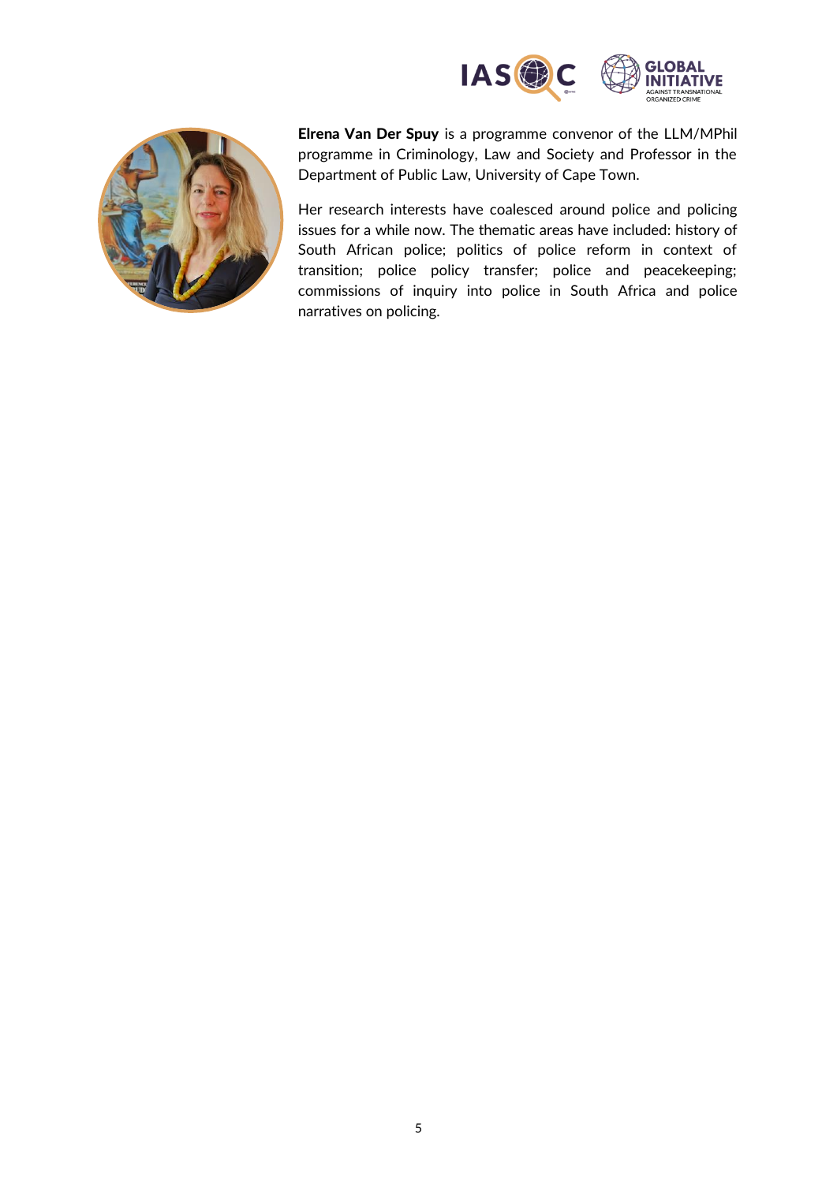**Elrena Van Der Spuy** is a programme convenor of the LLM/MPhil programme in Criminology, Law and Society and Professor in the Department of Public Law, University of Cape Town.

Her research interests have coalesced around police and policing issues for a while now. The thematic areas have included: history of South African police; politics of police reform in context of transition; police policy transfer; police and peacekeeping; commissions of inquiry into police in South Africa and police narratives on policing.